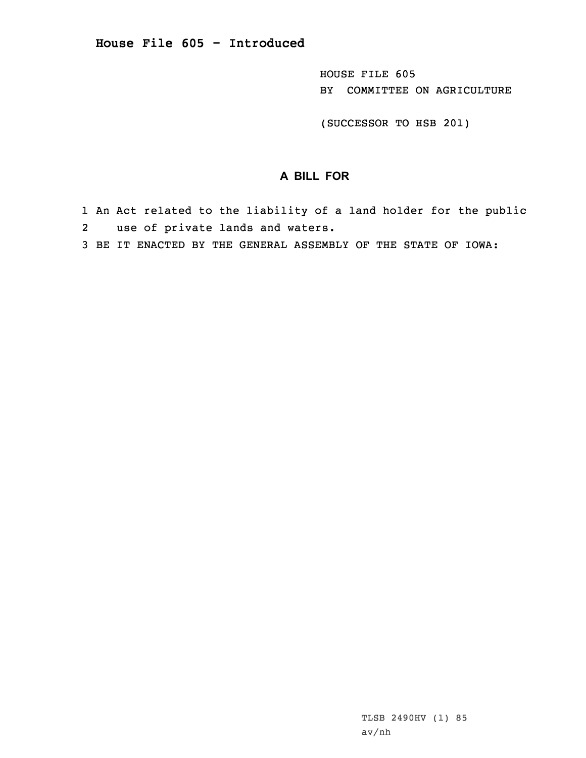# House File 605 - Introduced

HOUSE FILE 605
BY COMMITTEE ON AGRICULTURE

(SUCCESSOR TO HSB 201)

## A BILL FOR

1 An Act related to the liability of a land holder for the public
2 use of private lands and waters.
3 BE IT ENACTED BY THE GENERAL ASSEMBLY OF THE STATE OF IOWA:

TLSB 2490HV (1) 85
av/nh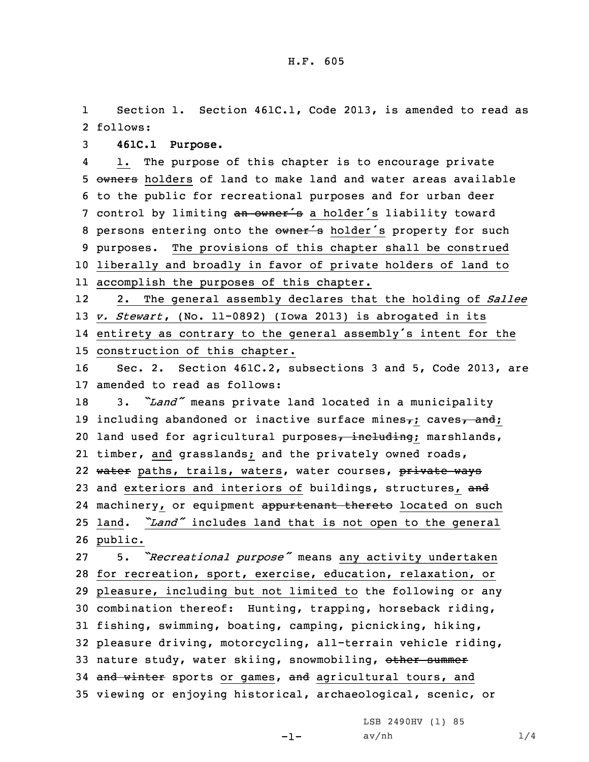Section 1. Section 461C.1, Code 2013, is amended to read as follows:

**461C.1 Purpose.**

1. The purpose of this chapter is to encourage private ~~owners~~ holders of land to make land and water areas available to the public for recreational purposes and for urban deer control by limiting ~~an owner's~~ a holder's liability toward persons entering onto the ~~owner's~~ holder's property for such purposes. The provisions of this chapter shall be construed liberally and broadly in favor of private holders of land to accomplish the purposes of this chapter.

2. The general assembly declares that the holding of *Sallee v. Stewart*, (No. 11-0892) (Iowa 2013) is abrogated in its entirety as contrary to the general assembly's intent for the construction of this chapter.

Sec. 2. Section 461C.2, subsections 3 and 5, Code 2013, are amended to read as follows:

3. *"Land"* means private land located in a municipality including abandoned or inactive surface mines~~,~~; caves~~, and~~; land used for agricultural purposes~~, including~~; marshlands, timber, and grasslands; and the privately owned roads, ~~water~~ paths, trails, waters, water courses, ~~private ways~~ and exteriors and interiors of buildings, structures, ~~and~~ machinery, or equipment ~~appurtenant thereto~~ located on such land. *"Land"* includes land that is not open to the general public.

5. *"Recreational purpose"* means any activity undertaken for recreation, sport, exercise, education, relaxation, or pleasure, including but not limited to the following or any combination thereof: Hunting, trapping, horseback riding, fishing, swimming, boating, camping, picnicking, hiking, pleasure driving, motorcycling, all-terrain vehicle riding, nature study, water skiing, snowmobiling, ~~other summer and winter~~ sports or games, ~~and~~ agricultural tours, and viewing or enjoying historical, archaeological, scenic, or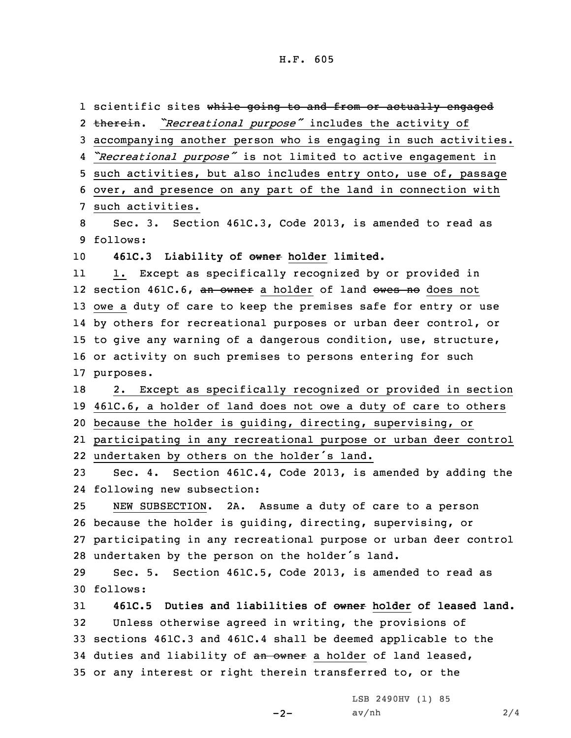scientific sites ~~while going to and from or actually engaged therein~~. *"Recreational purpose"* includes the activity of accompanying another person who is engaging in such activities. *"Recreational purpose"* is not limited to active engagement in such activities, but also includes entry onto, use of, passage over, and presence on any part of the land in connection with such activities.

Sec. 3. Section 461C.3, Code 2013, is amended to read as follows:

**461C.3 Liability of ~~owner~~ holder limited.**

1. Except as specifically recognized by or provided in section 461C.6, ~~an owner~~ a holder of land ~~owes no~~ does not owe a duty of care to keep the premises safe for entry or use by others for recreational purposes or urban deer control, or to give any warning of a dangerous condition, use, structure, or activity on such premises to persons entering for such purposes.

2. Except as specifically recognized or provided in section 461C.6, a holder of land does not owe a duty of care to others because the holder is guiding, directing, supervising, or participating in any recreational purpose or urban deer control undertaken by others on the holder's land.

Sec. 4. Section 461C.4, Code 2013, is amended by adding the following new subsection:

NEW SUBSECTION. 2A. Assume a duty of care to a person because the holder is guiding, directing, supervising, or participating in any recreational purpose or urban deer control undertaken by the person on the holder's land.

Sec. 5. Section 461C.5, Code 2013, is amended to read as follows:

**461C.5 Duties and liabilities of ~~owner~~ holder of leased land.**

Unless otherwise agreed in writing, the provisions of sections 461C.3 and 461C.4 shall be deemed applicable to the duties and liability of ~~an owner~~ a holder of land leased, or any interest or right therein transferred to, or the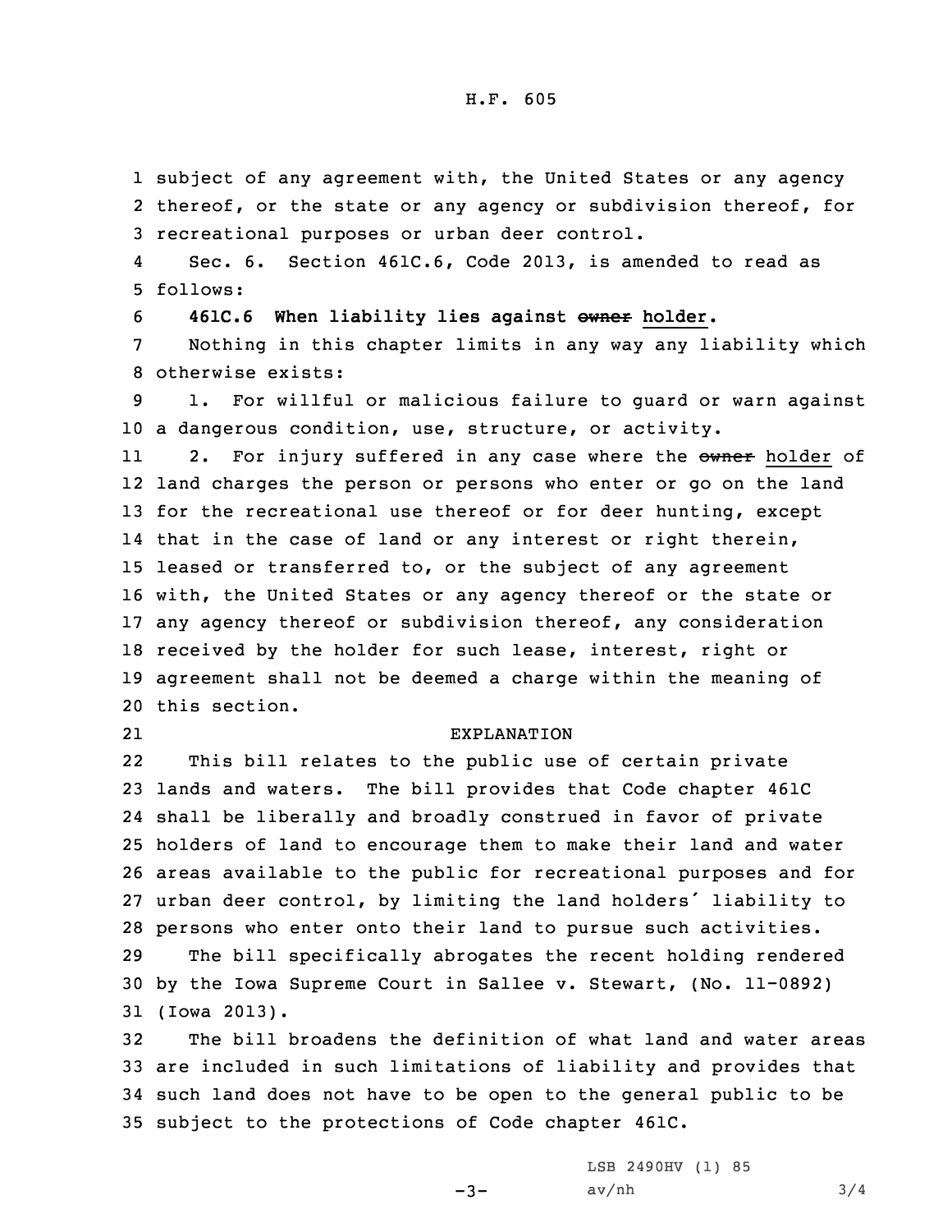subject of any agreement with, the United States or any agency thereof, or the state or any agency or subdivision thereof, for recreational purposes or urban deer control.

Sec. 6. Section 461C.6, Code 2013, is amended to read as follows:

**461C.6 When liability lies against ~~owner~~ holder.**

Nothing in this chapter limits in any way any liability which otherwise exists:

1. For willful or malicious failure to guard or warn against a dangerous condition, use, structure, or activity.

2. For injury suffered in any case where the ~~owner~~ holder of land charges the person or persons who enter or go on the land for the recreational use thereof or for deer hunting, except that in the case of land or any interest or right therein, leased or transferred to, or the subject of any agreement with, the United States or any agency thereof or the state or any agency thereof or subdivision thereof, any consideration received by the holder for such lease, interest, right or agreement shall not be deemed a charge within the meaning of this section.

EXPLANATION

This bill relates to the public use of certain private lands and waters. The bill provides that Code chapter 461C shall be liberally and broadly construed in favor of private holders of land to encourage them to make their land and water areas available to the public for recreational purposes and for urban deer control, by limiting the land holders' liability to persons who enter onto their land to pursue such activities.

The bill specifically abrogates the recent holding rendered by the Iowa Supreme Court in Sallee v. Stewart, (No. 11-0892) (Iowa 2013).

The bill broadens the definition of what land and water areas are included in such limitations of liability and provides that such land does not have to be open to the general public to be subject to the protections of Code chapter 461C.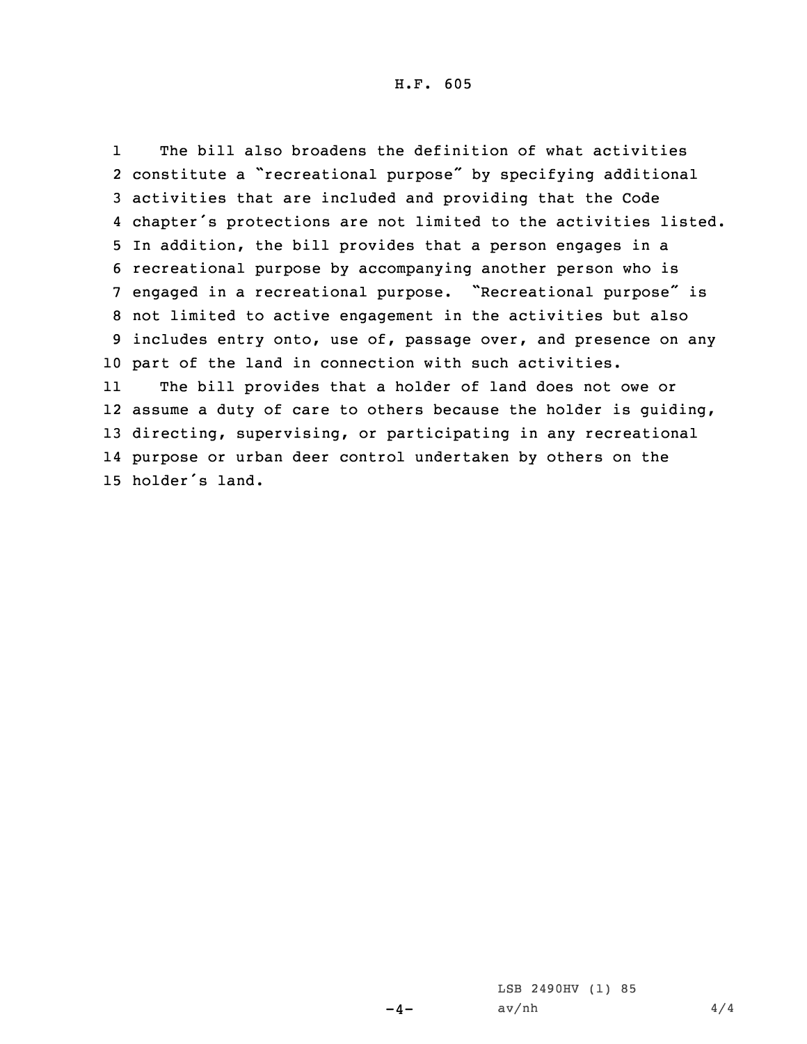The bill also broadens the definition of what activities constitute a "recreational purpose" by specifying additional activities that are included and providing that the Code chapter's protections are not limited to the activities listed. In addition, the bill provides that a person engages in a recreational purpose by accompanying another person who is engaged in a recreational purpose. "Recreational purpose" is not limited to active engagement in the activities but also includes entry onto, use of, passage over, and presence on any part of the land in connection with such activities.

The bill provides that a holder of land does not owe or assume a duty of care to others because the holder is guiding, directing, supervising, or participating in any recreational purpose or urban deer control undertaken by others on the holder's land.

LSB 2490HV (1) 85
av/nh